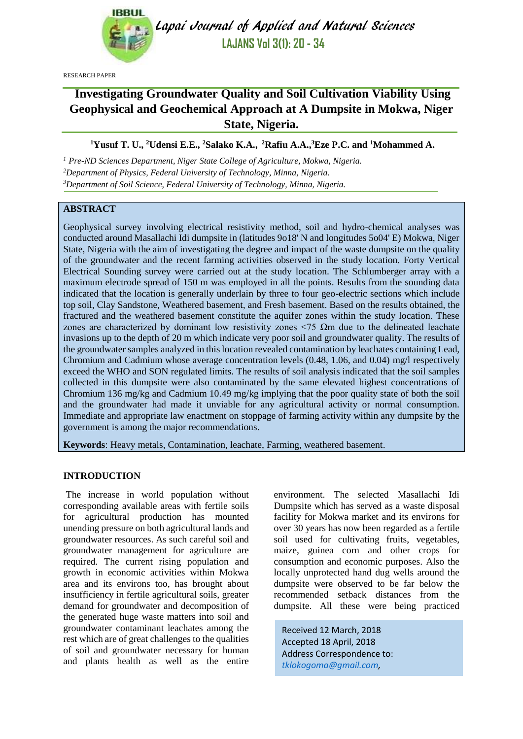RESEARCH PAPER

# Investigating Groundwater Quality and Soil Cultivation Viability Using Geophysical and Geochemical Approach at A Dumpsite in Mokwa, Niger State, Nigeria.

[1]Yusuf T. U., [2]Udensi E.E., [2]Salako K.A., [2]Rafiu A.A.,[3]Eze P.C. and [1]Mohammed A.

*[1] Pre-ND Sciences Department, Niger State College of Agriculture, Mokwa, Nigeria.*
*[2]Department of Physics, Federal University of Technology, Minna, Nigeria.*
*[3]Department of Soil Science, Federal University of Technology, Minna, Nigeria.*

## ABSTRACT

Geophysical survey involving electrical resistivity method, soil and hydro-chemical analyses was conducted around Masallachi Idi dumpsite in (latitudes 9o18' N and longitudes 5o04' E) Mokwa, Niger State, Nigeria with the aim of investigating the degree and impact of the waste dumpsite on the quality of the groundwater and the recent farming activities observed in the study location. Forty Vertical Electrical Sounding survey were carried out at the study location. The Schlumberger array with a maximum electrode spread of 150 m was employed in all the points. Results from the sounding data indicated that the location is generally underlain by three to four geo-electric sections which include top soil, Clay Sandstone, Weathered basement, and Fresh basement. Based on the results obtained, the fractured and the weathered basement constitute the aquifer zones within the study location. These zones are characterized by dominant low resistivity zones <75 Ωm due to the delineated leachate invasions up to the depth of 20 m which indicate very poor soil and groundwater quality. The results of the groundwater samples analyzed in this location revealed contamination by leachates containing Lead, Chromium and Cadmium whose average concentration levels (0.48, 1.06, and 0.04) mg/l respectively exceed the WHO and SON regulated limits. The results of soil analysis indicated that the soil samples collected in this dumpsite were also contaminated by the same elevated highest concentrations of Chromium 136 mg/kg and Cadmium 10.49 mg/kg implying that the poor quality state of both the soil and the groundwater had made it unviable for any agricultural activity or normal consumption. Immediate and appropriate law enactment on stoppage of farming activity within any dumpsite by the government is among the major recommendations.

**Keywords**: Heavy metals, Contamination, leachate, Farming, weathered basement.

## INTRODUCTION

The increase in world population without corresponding available areas with fertile soils for agricultural production has mounted unending pressure on both agricultural lands and groundwater resources. As such careful soil and groundwater management for agriculture are required. The current rising population and growth in economic activities within Mokwa area and its environs too, has brought about insufficiency in fertile agricultural soils, greater demand for groundwater and decomposition of the generated huge waste matters into soil and groundwater contaminant leachates among the rest which are of great challenges to the qualities of soil and groundwater necessary for human and plants health as well as the entire environment. The selected Masallachi Idi Dumpsite which has served as a waste disposal facility for Mokwa market and its environs for over 30 years has now been regarded as a fertile soil used for cultivating fruits, vegetables, maize, guinea corn and other crops for consumption and economic purposes. Also the locally unprotected hand dug wells around the dumpsite were observed to be far below the recommended setback distances from the dumpsite. All these were being practiced

Received 12 March, 2018
Accepted 18 April, 2018
Address Correspondence to:
*tklokogoma@gmail.com,*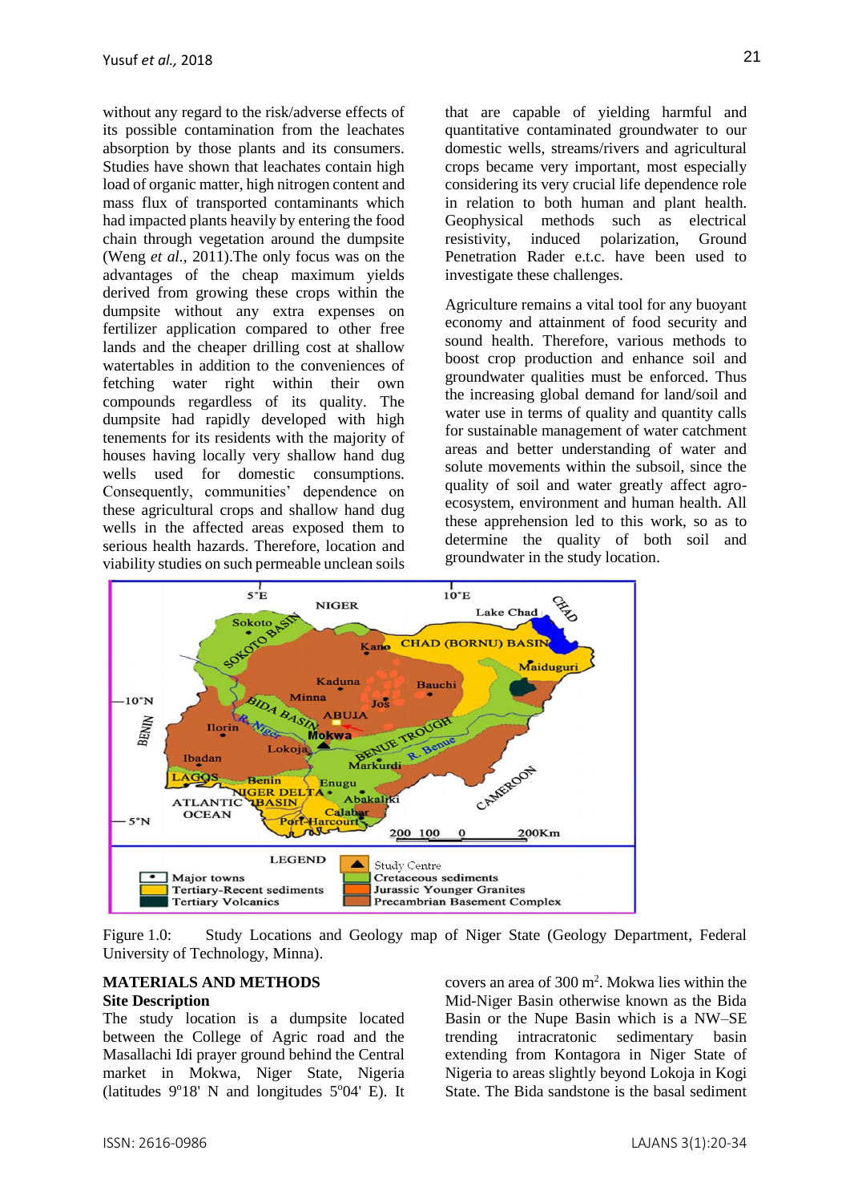without any regard to the risk/adverse effects of its possible contamination from the leachates absorption by those plants and its consumers. Studies have shown that leachates contain high load of organic matter, high nitrogen content and mass flux of transported contaminants which had impacted plants heavily by entering the food chain through vegetation around the dumpsite (Weng *et al.,* 2011).The only focus was on the advantages of the cheap maximum yields derived from growing these crops within the dumpsite without any extra expenses on fertilizer application compared to other free lands and the cheaper drilling cost at shallow watertables in addition to the conveniences of fetching water right within their own compounds regardless of its quality. The dumpsite had rapidly developed with high tenements for its residents with the majority of houses having locally very shallow hand dug wells used for domestic consumptions. Consequently, communities' dependence on these agricultural crops and shallow hand dug wells in the affected areas exposed them to serious health hazards. Therefore, location and viability studies on such permeable unclean soils that are capable of yielding harmful and quantitative contaminated groundwater to our domestic wells, streams/rivers and agricultural crops became very important, most especially considering its very crucial life dependence role in relation to both human and plant health. Geophysical methods such as electrical resistivity, induced polarization, Ground Penetration Rader e.t.c. have been used to investigate these challenges.

Agriculture remains a vital tool for any buoyant economy and attainment of food security and sound health. Therefore, various methods to boost crop production and enhance soil and groundwater qualities must be enforced. Thus the increasing global demand for land/soil and water use in terms of quality and quantity calls for sustainable management of water catchment areas and better understanding of water and solute movements within the subsoil, since the quality of soil and water greatly affect agro-ecosystem, environment and human health. All these apprehension led to this work, so as to determine the quality of both soil and groundwater in the study location.

Figure 1.0: Study Locations and Geology map of Niger State (Geology Department, Federal University of Technology, Minna).

## MATERIALS AND METHODS

### Site Description

The study location is a dumpsite located between the College of Agric road and the Masallachi Idi prayer ground behind the Central market in Mokwa, Niger State, Nigeria (latitudes 9°18' N and longitudes 5°04' E). It covers an area of 300 $m^2$. Mokwa lies within the Mid-Niger Basin otherwise known as the Bida Basin or the Nupe Basin which is a NW–SE trending intracratonic sedimentary basin extending from Kontagora in Niger State of Nigeria to areas slightly beyond Lokoja in Kogi State. The Bida sandstone is the basal sediment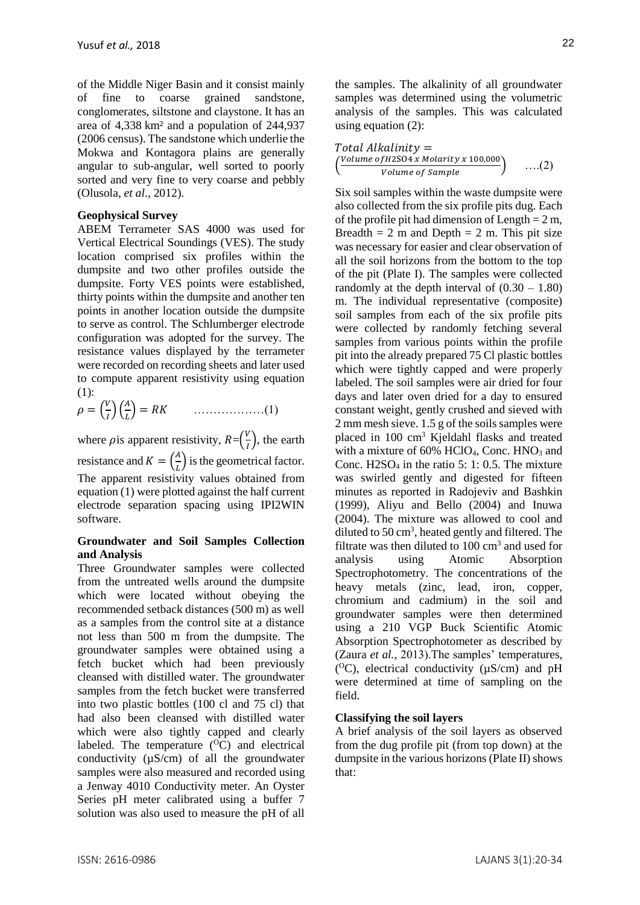of the Middle Niger Basin and it consist mainly of fine to coarse grained sandstone, conglomerates, siltstone and claystone. It has an area of 4,338 km² and a population of 244,937 (2006 census). The sandstone which underlie the Mokwa and Kontagora plains are generally angular to sub-angular, well sorted to poorly sorted and very fine to very coarse and pebbly (Olusola, *et al*., 2012).

**Geophysical Survey**

ABEM Terrameter SAS 4000 was used for Vertical Electrical Soundings (VES). The study location comprised six profiles within the dumpsite and two other profiles outside the dumpsite. Forty VES points were established, thirty points within the dumpsite and another ten points in another location outside the dumpsite to serve as control. The Schlumberger electrode configuration was adopted for the survey. The resistance values displayed by the terrameter were recorded on recording sheets and later used to compute apparent resistivity using equation (1):

$$\rho = \left(\frac{V}{I}\right)\left(\frac{A}{L}\right) = RK \qquad \ldots\ldots\ldots\ldots\ldots\ldots(1)$$

where $\rho$ is apparent resistivity, $R=\left(\frac{V}{I}\right)$, the earth resistance and $K = \left(\frac{A}{L}\right)$ is the geometrical factor. The apparent resistivity values obtained from equation (1) were plotted against the half current electrode separation spacing using IPI2WIN software.

**Groundwater and Soil Samples Collection and Analysis**

Three Groundwater samples were collected from the untreated wells around the dumpsite which were located without obeying the recommended setback distances (500 m) as well as a samples from the control site at a distance not less than 500 m from the dumpsite. The groundwater samples were obtained using a fetch bucket which had been previously cleansed with distilled water. The groundwater samples from the fetch bucket were transferred into two plastic bottles (100 cl and 75 cl) that had also been cleansed with distilled water which were also tightly capped and clearly labeled. The temperature ($^{O}C$) and electrical conductivity (µS/cm) of all the groundwater samples were also measured and recorded using a Jenway 4010 Conductivity meter. An Oyster Series pH meter calibrated using a buffer 7 solution was also used to measure the pH of all the samples. The alkalinity of all groundwater samples was determined using the volumetric analysis of the samples. This was calculated using equation (2):

$$Total\ Alkalinity = \left(\frac{Volume\ of H2SO4\ x\ Molarity\ x\ 100{,}000}{Volume\ of\ Sample}\right) \qquad \ldots(2)$$

Six soil samples within the waste dumpsite were also collected from the six profile pits dug. Each of the profile pit had dimension of Length = 2 m, Breadth = 2 m and Depth = 2 m. This pit size was necessary for easier and clear observation of all the soil horizons from the bottom to the top of the pit (Plate I). The samples were collected randomly at the depth interval of (0.30 – 1.80) m. The individual representative (composite) soil samples from each of the six profile pits were collected by randomly fetching several samples from various points within the profile pit into the already prepared 75 Cl plastic bottles which were tightly capped and were properly labeled. The soil samples were air dried for four days and later oven dried for a day to ensured constant weight, gently crushed and sieved with 2 mm mesh sieve. 1.5 g of the soils samples were placed in 100 cm$^3$ Kjeldahl flasks and treated with a mixture of 60% $HClO_4$, Conc. $HNO_3$ and Conc. $H2SO_4$ in the ratio 5: 1: 0.5. The mixture was swirled gently and digested for fifteen minutes as reported in Radojeviv and Bashkin (1999), Aliyu and Bello (2004) and Inuwa (2004). The mixture was allowed to cool and diluted to 50 cm$^3$, heated gently and filtered. The filtrate was then diluted to 100 cm$^3$ and used for analysis using Atomic Absorption Spectrophotometry. The concentrations of the heavy metals (zinc, lead, iron, copper, chromium and cadmium) in the soil and groundwater samples were then determined using a 210 VGP Buck Scientific Atomic Absorption Spectrophotometer as described by (Zaura *et al.*, 2013).The samples' temperatures, ($^{O}C$), electrical conductivity (µS/cm) and pH were determined at time of sampling on the field.

**Classifying the soil layers**

A brief analysis of the soil layers as observed from the dug profile pit (from top down) at the dumpsite in the various horizons (Plate II) shows that: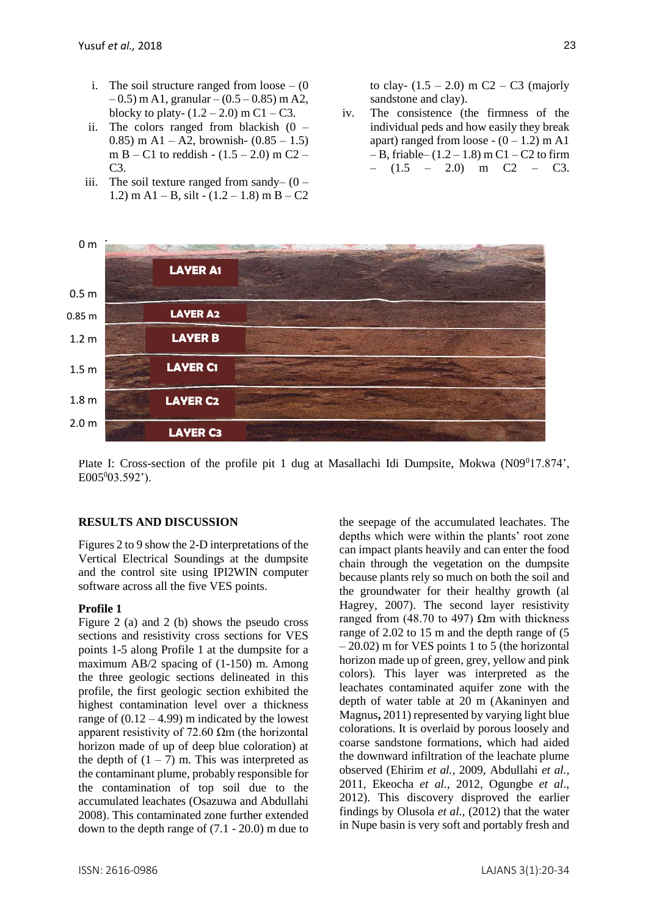i. The soil structure ranged from loose – (0 – 0.5) m A1, granular – (0.5 – 0.85) m A2, blocky to platy- (1.2 – 2.0) m C1 – C3.
ii. The colors ranged from blackish (0 – 0.85) m A1 – A2, brownish- (0.85 – 1.5) m B – C1 to reddish - (1.5 – 2.0) m C2 – C3.
iii. The soil texture ranged from sandy– (0 – 1.2) m A1 – B, silt - (1.2 – 1.8) m B – C2 to clay- (1.5 – 2.0) m C2 – C3 (majorly sandstone and clay).
iv. The consistence (the firmness of the individual peds and how easily they break apart) ranged from loose - (0 – 1.2) m A1 – B, friable– (1.2 – 1.8) m C1 – C2 to firm – (1.5 – 2.0) m C2 – C3.

Plate I: Cross-section of the profile pit 1 dug at Masallachi Idi Dumpsite, Mokwa (N09°17.874', E005°03.592').

## RESULTS AND DISCUSSION

Figures 2 to 9 show the 2-D interpretations of the Vertical Electrical Soundings at the dumpsite and the control site using IPI2WIN computer software across all the five VES points.

### Profile 1

Figure 2 (a) and 2 (b) shows the pseudo cross sections and resistivity cross sections for VES points 1-5 along Profile 1 at the dumpsite for a maximum AB/2 spacing of (1-150) m. Among the three geologic sections delineated in this profile, the first geologic section exhibited the highest contamination level over a thickness range of (0.12 – 4.99) m indicated by the lowest apparent resistivity of 72.60 Ωm (the horizontal horizon made of up of deep blue coloration) at the depth of (1 – 7) m. This was interpreted as the contaminant plume, probably responsible for the contamination of top soil due to the accumulated leachates (Osazuwa and Abdullahi 2008). This contaminated zone further extended down to the depth range of (7.1 - 20.0) m due to the seepage of the accumulated leachates. The depths which were within the plants' root zone can impact plants heavily and can enter the food chain through the vegetation on the dumpsite because plants rely so much on both the soil and the groundwater for their healthy growth (al Hagrey, 2007). The second layer resistivity ranged from (48.70 to 497) Ωm with thickness range of 2.02 to 15 m and the depth range of (5 – 20.02) m for VES points 1 to 5 (the horizontal horizon made up of green, grey, yellow and pink colors). This layer was interpreted as the leachates contaminated aquifer zone with the depth of water table at 20 m (Akaninyen and Magnus**,** 2011) represented by varying light blue colorations. It is overlaid by porous loosely and coarse sandstone formations, which had aided the downward infiltration of the leachate plume observed (Ehirim *et al.,* 2009, Abdullahi *et al.,* 2011, Ekeocha *et al.,* 2012, Ogungbe *et al*., 2012). This discovery disproved the earlier findings by Olusola *et al.,* (2012) that the water in Nupe basin is very soft and portably fresh and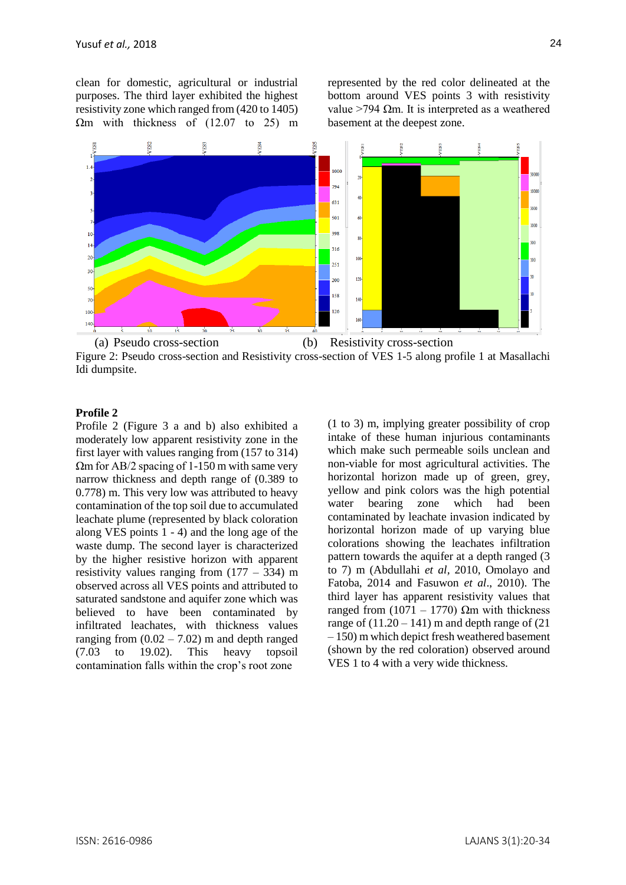clean for domestic, agricultural or industrial purposes. The third layer exhibited the highest resistivity zone which ranged from (420 to 1405) Ωm with thickness of (12.07 to 25) m represented by the red color delineated at the bottom around VES points 3 with resistivity value >794 Ωm. It is interpreted as a weathered basement at the deepest zone.

(a) Pseudo cross-section (b) Resistivity cross-section

Figure 2: Pseudo cross-section and Resistivity cross-section of VES 1-5 along profile 1 at Masallachi Idi dumpsite.

**Profile 2**

Profile 2 (Figure 3 a and b) also exhibited a moderately low apparent resistivity zone in the first layer with values ranging from (157 to 314) Ωm for AB/2 spacing of 1-150 m with same very narrow thickness and depth range of (0.389 to 0.778) m. This very low was attributed to heavy contamination of the top soil due to accumulated leachate plume (represented by black coloration along VES points 1 - 4) and the long age of the waste dump. The second layer is characterized by the higher resistive horizon with apparent resistivity values ranging from (177 – 334) m observed across all VES points and attributed to saturated sandstone and aquifer zone which was believed to have been contaminated by infiltrated leachates, with thickness values ranging from (0.02 – 7.02) m and depth ranged (7.03 to 19.02). This heavy topsoil contamination falls within the crop's root zone (1 to 3) m, implying greater possibility of crop intake of these human injurious contaminants which make such permeable soils unclean and non-viable for most agricultural activities. The horizontal horizon made up of green, grey, yellow and pink colors was the high potential water bearing zone which had been contaminated by leachate invasion indicated by horizontal horizon made of up varying blue colorations showing the leachates infiltration pattern towards the aquifer at a depth ranged (3 to 7) m (Abdullahi *et al*, 2010, Omolayo and Fatoba, 2014 and Fasuwon *et al*., 2010). The third layer has apparent resistivity values that ranged from (1071 – 1770) Ωm with thickness range of (11.20 – 141) m and depth range of (21 – 150) m which depict fresh weathered basement (shown by the red coloration) observed around VES 1 to 4 with a very wide thickness.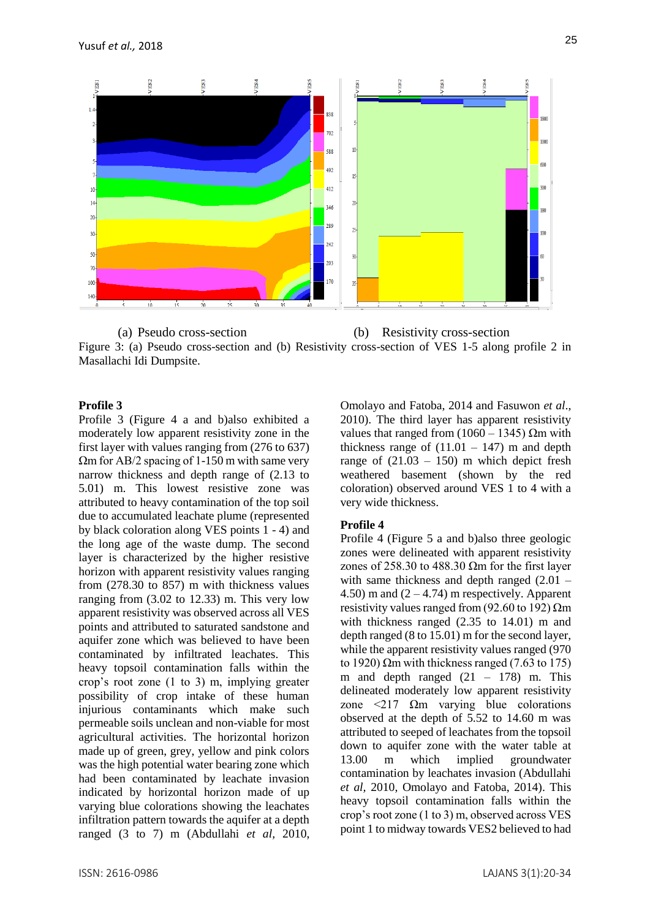(a) Pseudo cross-section (b) Resistivity cross-section

Figure 3: (a) Pseudo cross-section and (b) Resistivity cross-section of VES 1-5 along profile 2 in Masallachi Idi Dumpsite.

### Profile 3

Profile 3 (Figure 4 a and b)also exhibited a moderately low apparent resistivity zone in the first layer with values ranging from (276 to 637) Ωm for AB/2 spacing of 1-150 m with same very narrow thickness and depth range of (2.13 to 5.01) m. This lowest resistive zone was attributed to heavy contamination of the top soil due to accumulated leachate plume (represented by black coloration along VES points 1 - 4) and the long age of the waste dump. The second layer is characterized by the higher resistive horizon with apparent resistivity values ranging from (278.30 to 857) m with thickness values ranging from (3.02 to 12.33) m. This very low apparent resistivity was observed across all VES points and attributed to saturated sandstone and aquifer zone which was believed to have been contaminated by infiltrated leachates. This heavy topsoil contamination falls within the crop's root zone (1 to 3) m, implying greater possibility of crop intake of these human injurious contaminants which make such permeable soils unclean and non-viable for most agricultural activities. The horizontal horizon made up of green, grey, yellow and pink colors was the high potential water bearing zone which had been contaminated by leachate invasion indicated by horizontal horizon made of up varying blue colorations showing the leachates infiltration pattern towards the aquifer at a depth ranged (3 to 7) m (Abdullahi *et al*, 2010, Omolayo and Fatoba, 2014 and Fasuwon *et al*., 2010). The third layer has apparent resistivity values that ranged from (1060 – 1345) Ωm with thickness range of (11.01 – 147) m and depth range of (21.03 – 150) m which depict fresh weathered basement (shown by the red coloration) observed around VES 1 to 4 with a very wide thickness.

### Profile 4

Profile 4 (Figure 5 a and b)also three geologic zones were delineated with apparent resistivity zones of 258.30 to 488.30 Ωm for the first layer with same thickness and depth ranged (2.01 – 4.50) m and (2 – 4.74) m respectively. Apparent resistivity values ranged from (92.60 to 192) Ωm with thickness ranged (2.35 to 14.01) m and depth ranged (8 to 15.01) m for the second layer, while the apparent resistivity values ranged (970 to 1920) Ωm with thickness ranged (7.63 to 175) m and depth ranged (21 – 178) m. This delineated moderately low apparent resistivity zone <217 Ωm varying blue colorations observed at the depth of 5.52 to 14.60 m was attributed to seeped of leachates from the topsoil down to aquifer zone with the water table at 13.00 m which implied groundwater contamination by leachates invasion (Abdullahi *et al*, 2010, Omolayo and Fatoba, 2014). This heavy topsoil contamination falls within the crop's root zone (1 to 3) m, observed across VES point 1 to midway towards VES2 believed to had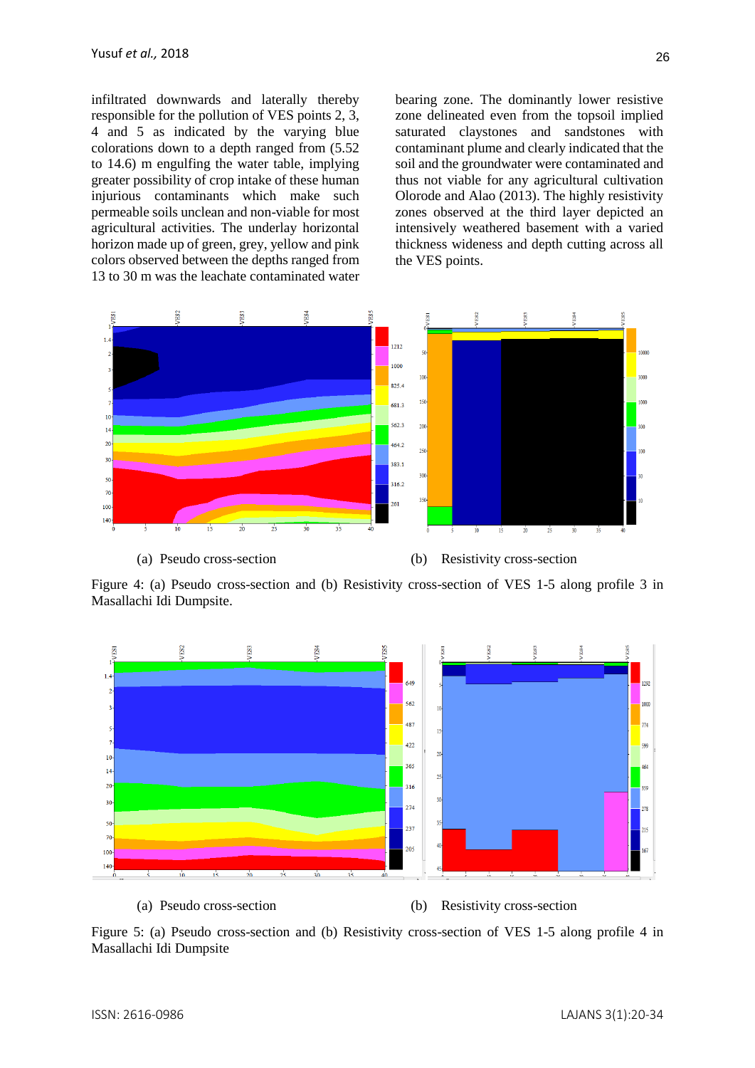infiltrated downwards and laterally thereby responsible for the pollution of VES points 2, 3, 4 and 5 as indicated by the varying blue colorations down to a depth ranged from (5.52 to 14.6) m engulfing the water table, implying greater possibility of crop intake of these human injurious contaminants which make such permeable soils unclean and non-viable for most agricultural activities. The underlay horizontal horizon made up of green, grey, yellow and pink colors observed between the depths ranged from 13 to 30 m was the leachate contaminated water bearing zone. The dominantly lower resistive zone delineated even from the topsoil implied saturated claystones and sandstones with contaminant plume and clearly indicated that the soil and the groundwater were contaminated and thus not viable for any agricultural cultivation Olorode and Alao (2013). The highly resistivity zones observed at the third layer depicted an intensively weathered basement with a varied thickness wideness and depth cutting across all the VES points.

(a) Pseudo cross-section (b) Resistivity cross-section

Figure 4: (a) Pseudo cross-section and (b) Resistivity cross-section of VES 1-5 along profile 3 in Masallachi Idi Dumpsite.

(a) Pseudo cross-section (b) Resistivity cross-section

Figure 5: (a) Pseudo cross-section and (b) Resistivity cross-section of VES 1-5 along profile 4 in Masallachi Idi Dumpsite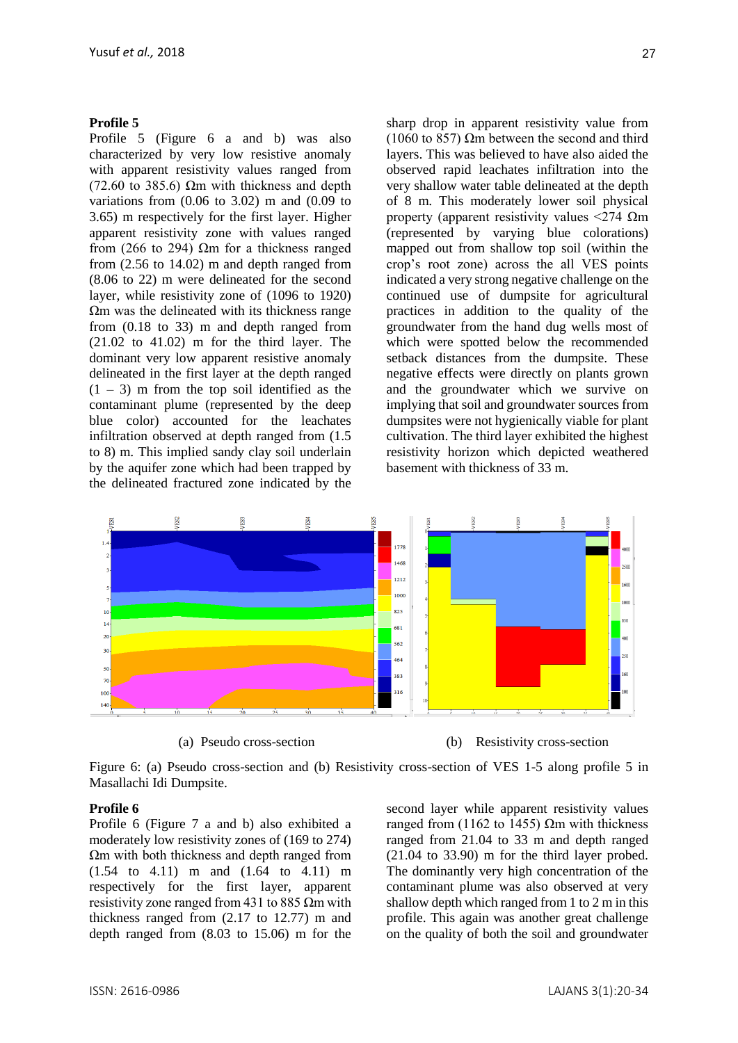**Profile 5**

Profile 5 (Figure 6 a and b) was also characterized by very low resistive anomaly with apparent resistivity values ranged from (72.60 to 385.6) Ωm with thickness and depth variations from (0.06 to 3.02) m and (0.09 to 3.65) m respectively for the first layer. Higher apparent resistivity zone with values ranged from (266 to 294) Ωm for a thickness ranged from (2.56 to 14.02) m and depth ranged from (8.06 to 22) m were delineated for the second layer, while resistivity zone of (1096 to 1920) Ωm was the delineated with its thickness range from (0.18 to 33) m and depth ranged from (21.02 to 41.02) m for the third layer. The dominant very low apparent resistive anomaly delineated in the first layer at the depth ranged (1 – 3) m from the top soil identified as the contaminant plume (represented by the deep blue color) accounted for the leachates infiltration observed at depth ranged from (1.5 to 8) m. This implied sandy clay soil underlain by the aquifer zone which had been trapped by the delineated fractured zone indicated by the sharp drop in apparent resistivity value from (1060 to 857) Ωm between the second and third layers. This was believed to have also aided the observed rapid leachates infiltration into the very shallow water table delineated at the depth of 8 m. This moderately lower soil physical property (apparent resistivity values <274 Ωm (represented by varying blue colorations) mapped out from shallow top soil (within the crop's root zone) across the all VES points indicated a very strong negative challenge on the continued use of dumpsite for agricultural practices in addition to the quality of the groundwater from the hand dug wells most of which were spotted below the recommended setback distances from the dumpsite. These negative effects were directly on plants grown and the groundwater which we survive on implying that soil and groundwater sources from dumpsites were not hygienically viable for plant cultivation. The third layer exhibited the highest resistivity horizon which depicted weathered basement with thickness of 33 m.

(a) Pseudo cross-section (b) Resistivity cross-section

Figure 6: (a) Pseudo cross-section and (b) Resistivity cross-section of VES 1-5 along profile 5 in Masallachi Idi Dumpsite.

**Profile 6**

Profile 6 (Figure 7 a and b) also exhibited a moderately low resistivity zones of (169 to 274) Ωm with both thickness and depth ranged from (1.54 to 4.11) m and (1.64 to 4.11) m respectively for the first layer, apparent resistivity zone ranged from 431 to 885 Ωm with thickness ranged from (2.17 to 12.77) m and depth ranged from (8.03 to 15.06) m for the second layer while apparent resistivity values ranged from (1162 to 1455) Ωm with thickness ranged from 21.04 to 33 m and depth ranged (21.04 to 33.90) m for the third layer probed. The dominantly very high concentration of the contaminant plume was also observed at very shallow depth which ranged from 1 to 2 m in this profile. This again was another great challenge on the quality of both the soil and groundwater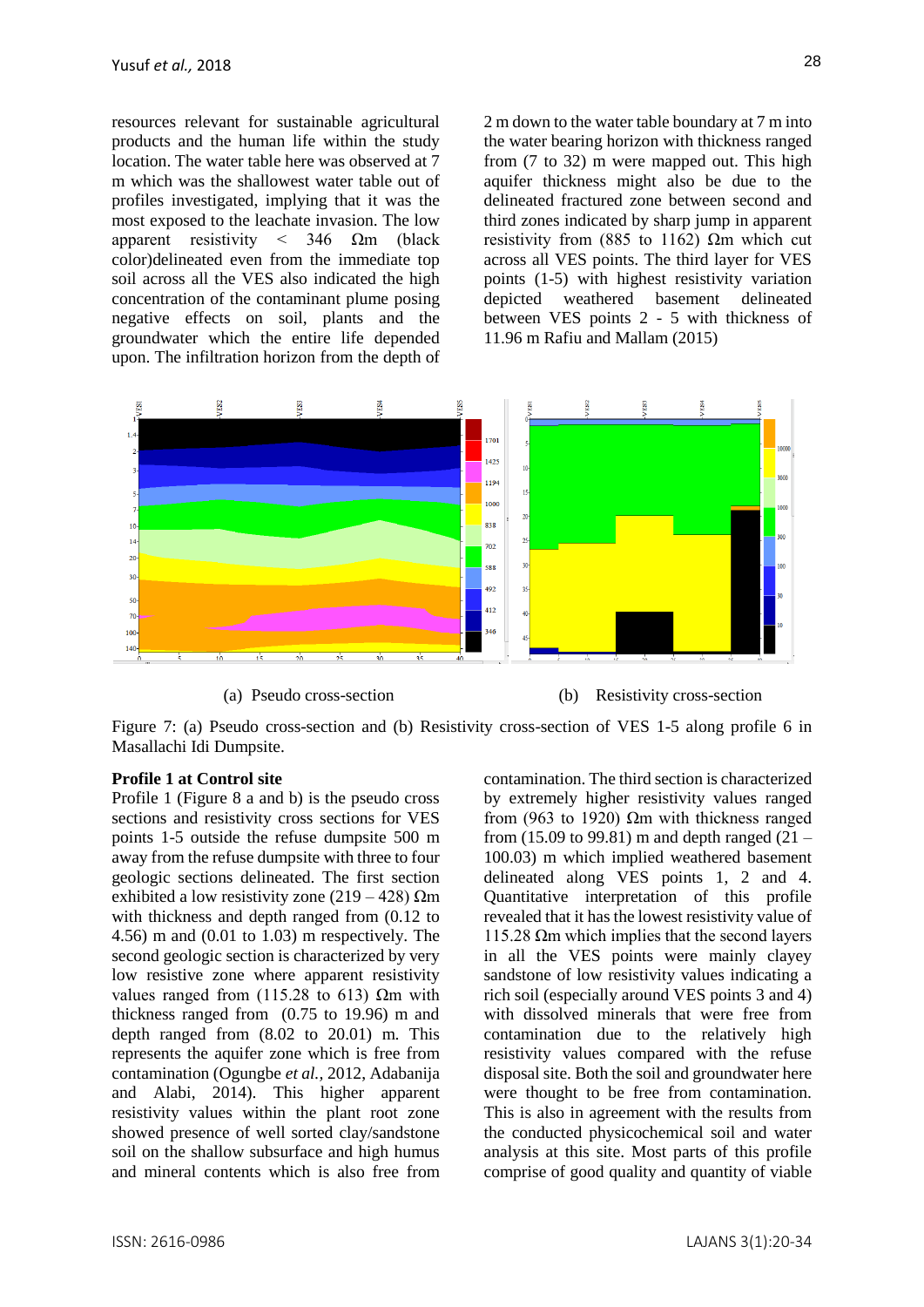resources relevant for sustainable agricultural products and the human life within the study location. The water table here was observed at 7 m which was the shallowest water table out of profiles investigated, implying that it was the most exposed to the leachate invasion. The low apparent resistivity < 346 Ωm (black color)delineated even from the immediate top soil across all the VES also indicated the high concentration of the contaminant plume posing negative effects on soil, plants and the groundwater which the entire life depended upon. The infiltration horizon from the depth of 2 m down to the water table boundary at 7 m into the water bearing horizon with thickness ranged from (7 to 32) m were mapped out. This high aquifer thickness might also be due to the delineated fractured zone between second and third zones indicated by sharp jump in apparent resistivity from (885 to 1162) Ωm which cut across all VES points. The third layer for VES points (1-5) with highest resistivity variation depicted weathered basement delineated between VES points 2 - 5 with thickness of 11.96 m Rafiu and Mallam (2015)

(a) Pseudo cross-section (b) Resistivity cross-section

Figure 7: (a) Pseudo cross-section and (b) Resistivity cross-section of VES 1-5 along profile 6 in Masallachi Idi Dumpsite.

**Profile 1 at Control site**

Profile 1 (Figure 8 a and b) is the pseudo cross sections and resistivity cross sections for VES points 1-5 outside the refuse dumpsite 500 m away from the refuse dumpsite with three to four geologic sections delineated. The first section exhibited a low resistivity zone (219 – 428) Ωm with thickness and depth ranged from (0.12 to 4.56) m and (0.01 to 1.03) m respectively. The second geologic section is characterized by very low resistive zone where apparent resistivity values ranged from (115.28 to 613) Ωm with thickness ranged from (0.75 to 19.96) m and depth ranged from (8.02 to 20.01) m. This represents the aquifer zone which is free from contamination (Ogungbe *et al.*, 2012, Adabanija and Alabi, 2014). This higher apparent resistivity values within the plant root zone showed presence of well sorted clay/sandstone soil on the shallow subsurface and high humus and mineral contents which is also free from contamination. The third section is characterized by extremely higher resistivity values ranged from (963 to 1920) Ωm with thickness ranged from (15.09 to 99.81) m and depth ranged (21 – 100.03) m which implied weathered basement delineated along VES points 1, 2 and 4. Quantitative interpretation of this profile revealed that it has the lowest resistivity value of 115.28 Ωm which implies that the second layers in all the VES points were mainly clayey sandstone of low resistivity values indicating a rich soil (especially around VES points 3 and 4) with dissolved minerals that were free from contamination due to the relatively high resistivity values compared with the refuse disposal site. Both the soil and groundwater here were thought to be free from contamination. This is also in agreement with the results from the conducted physicochemical soil and water analysis at this site. Most parts of this profile comprise of good quality and quantity of viable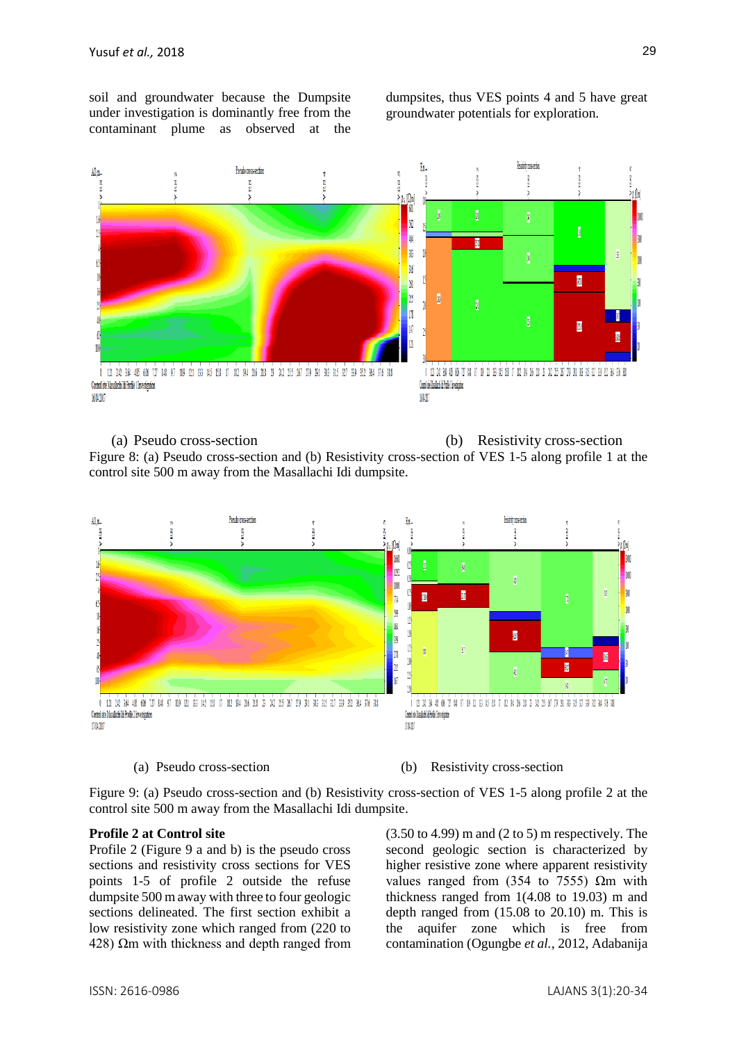soil and groundwater because the Dumpsite under investigation is dominantly free from the contaminant plume as observed at the dumpsites, thus VES points 4 and 5 have great groundwater potentials for exploration.

(a) Pseudo cross-section (b) Resistivity cross-section

Figure 8: (a) Pseudo cross-section and (b) Resistivity cross-section of VES 1-5 along profile 1 at the control site 500 m away from the Masallachi Idi dumpsite.

(a) Pseudo cross-section (b) Resistivity cross-section

Figure 9: (a) Pseudo cross-section and (b) Resistivity cross-section of VES 1-5 along profile 2 at the control site 500 m away from the Masallachi Idi dumpsite.

**Profile 2 at Control site**

Profile 2 (Figure 9 a and b) is the pseudo cross sections and resistivity cross sections for VES points 1-5 of profile 2 outside the refuse dumpsite 500 m away with three to four geologic sections delineated. The first section exhibit a low resistivity zone which ranged from (220 to 428) Ωm with thickness and depth ranged from (3.50 to 4.99) m and (2 to 5) m respectively. The second geologic section is characterized by higher resistive zone where apparent resistivity values ranged from (354 to 7555) Ωm with thickness ranged from 1(4.08 to 19.03) m and depth ranged from (15.08 to 20.10) m. This is the aquifer zone which is free from contamination (Ogungbe *et al.*, 2012, Adabanija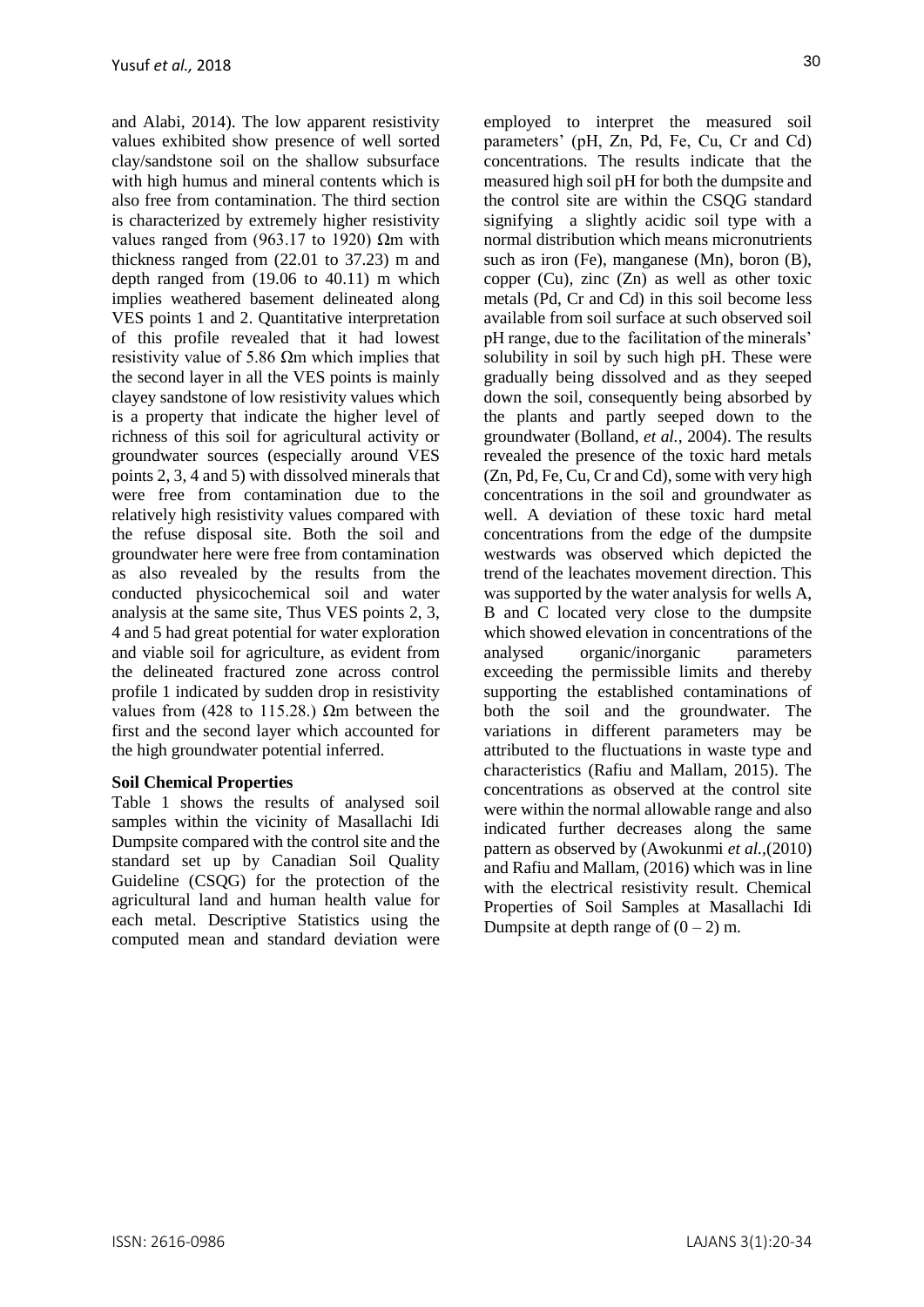and Alabi, 2014). The low apparent resistivity values exhibited show presence of well sorted clay/sandstone soil on the shallow subsurface with high humus and mineral contents which is also free from contamination. The third section is characterized by extremely higher resistivity values ranged from (963.17 to 1920) Ωm with thickness ranged from (22.01 to 37.23) m and depth ranged from (19.06 to 40.11) m which implies weathered basement delineated along VES points 1 and 2. Quantitative interpretation of this profile revealed that it had lowest resistivity value of 5.86 Ωm which implies that the second layer in all the VES points is mainly clayey sandstone of low resistivity values which is a property that indicate the higher level of richness of this soil for agricultural activity or groundwater sources (especially around VES points 2, 3, 4 and 5) with dissolved minerals that were free from contamination due to the relatively high resistivity values compared with the refuse disposal site. Both the soil and groundwater here were free from contamination as also revealed by the results from the conducted physicochemical soil and water analysis at the same site, Thus VES points 2, 3, 4 and 5 had great potential for water exploration and viable soil for agriculture, as evident from the delineated fractured zone across control profile 1 indicated by sudden drop in resistivity values from (428 to 115.28.) Ωm between the first and the second layer which accounted for the high groundwater potential inferred.

**Soil Chemical Properties**

Table 1 shows the results of analysed soil samples within the vicinity of Masallachi Idi Dumpsite compared with the control site and the standard set up by Canadian Soil Quality Guideline (CSQG) for the protection of the agricultural land and human health value for each metal. Descriptive Statistics using the computed mean and standard deviation were employed to interpret the measured soil parameters' (pH, Zn, Pd, Fe, Cu, Cr and Cd) concentrations. The results indicate that the measured high soil pH for both the dumpsite and the control site are within the CSQG standard signifying a slightly acidic soil type with a normal distribution which means micronutrients such as iron (Fe), manganese (Mn), boron (B), copper (Cu), zinc (Zn) as well as other toxic metals (Pd, Cr and Cd) in this soil become less available from soil surface at such observed soil pH range, due to the facilitation of the minerals' solubility in soil by such high pH. These were gradually being dissolved and as they seeped down the soil, consequently being absorbed by the plants and partly seeped down to the groundwater (Bolland, *et al.*, 2004). The results revealed the presence of the toxic hard metals (Zn, Pd, Fe, Cu, Cr and Cd), some with very high concentrations in the soil and groundwater as well. A deviation of these toxic hard metal concentrations from the edge of the dumpsite westwards was observed which depicted the trend of the leachates movement direction. This was supported by the water analysis for wells A, B and C located very close to the dumpsite which showed elevation in concentrations of the analysed organic/inorganic parameters exceeding the permissible limits and thereby supporting the established contaminations of both the soil and the groundwater. The variations in different parameters may be attributed to the fluctuations in waste type and characteristics (Rafiu and Mallam, 2015). The concentrations as observed at the control site were within the normal allowable range and also indicated further decreases along the same pattern as observed by (Awokunmi *et al.*,(2010) and Rafiu and Mallam, (2016) which was in line with the electrical resistivity result. Chemical Properties of Soil Samples at Masallachi Idi Dumpsite at depth range of (0 – 2) m.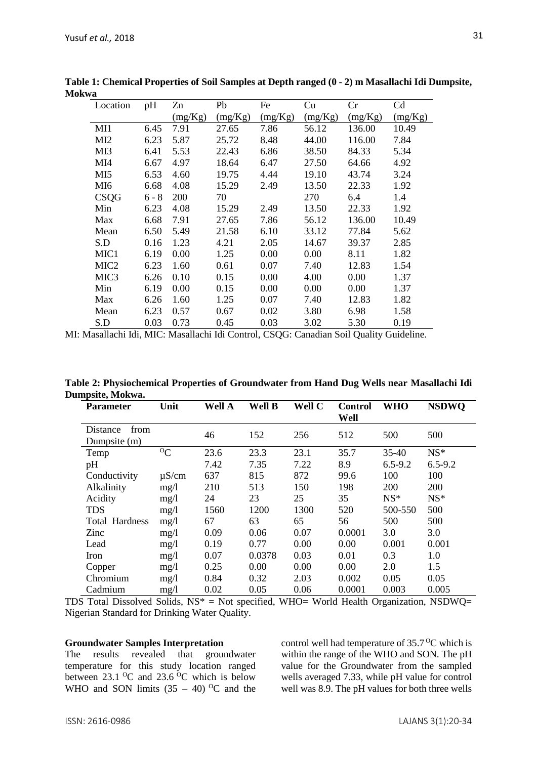**Table 1: Chemical Properties of Soil Samples at Depth ranged (0 - 2) m Masallachi Idi Dumpsite, Mokwa**

| Location | pH | Zn (mg/Kg) | Pb (mg/Kg) | Fe (mg/Kg) | Cu (mg/Kg) | Cr (mg/Kg) | Cd (mg/Kg) |
|---|---|---|---|---|---|---|---|
| MI1 | 6.45 | 7.91 | 27.65 | 7.86 | 56.12 | 136.00 | 10.49 |
| MI2 | 6.23 | 5.87 | 25.72 | 8.48 | 44.00 | 116.00 | 7.84 |
| MI3 | 6.41 | 5.53 | 22.43 | 6.86 | 38.50 | 84.33 | 5.34 |
| MI4 | 6.67 | 4.97 | 18.64 | 6.47 | 27.50 | 64.66 | 4.92 |
| MI5 | 6.53 | 4.60 | 19.75 | 4.44 | 19.10 | 43.74 | 3.24 |
| MI6 | 6.68 | 4.08 | 15.29 | 2.49 | 13.50 | 22.33 | 1.92 |
| CSQG | 6 - 8 | 200 | 70 | | 270 | 6.4 | 1.4 |
| Min | 6.23 | 4.08 | 15.29 | 2.49 | 13.50 | 22.33 | 1.92 |
| Max | 6.68 | 7.91 | 27.65 | 7.86 | 56.12 | 136.00 | 10.49 |
| Mean | 6.50 | 5.49 | 21.58 | 6.10 | 33.12 | 77.84 | 5.62 |
| S.D | 0.16 | 1.23 | 4.21 | 2.05 | 14.67 | 39.37 | 2.85 |
| MIC1 | 6.19 | 0.00 | 1.25 | 0.00 | 0.00 | 8.11 | 1.82 |
| MIC2 | 6.23 | 1.60 | 0.61 | 0.07 | 7.40 | 12.83 | 1.54 |
| MIC3 | 6.26 | 0.10 | 0.15 | 0.00 | 4.00 | 0.00 | 1.37 |
| Min | 6.19 | 0.00 | 0.15 | 0.00 | 0.00 | 0.00 | 1.37 |
| Max | 6.26 | 1.60 | 1.25 | 0.07 | 7.40 | 12.83 | 1.82 |
| Mean | 6.23 | 0.57 | 0.67 | 0.02 | 3.80 | 6.98 | 1.58 |
| S.D | 0.03 | 0.73 | 0.45 | 0.03 | 3.02 | 5.30 | 0.19 |

MI: Masallachi Idi, MIC: Masallachi Idi Control, CSQG: Canadian Soil Quality Guideline.

**Table 2: Physiochemical Properties of Groundwater from Hand Dug Wells near Masallachi Idi Dumpsite, Mokwa.**

| Parameter | Unit | Well A | Well B | Well C | Control Well | WHO | NSDWQ |
|---|---|---|---|---|---|---|---|
| Distance from Dumpsite (m) | | 46 | 152 | 256 | 512 | 500 | 500 |
| Temp | $^{O}C$ | 23.6 | 23.3 | 23.1 | 35.7 | 35-40 | NS* |
| pH | | 7.42 | 7.35 | 7.22 | 8.9 | 6.5-9.2 | 6.5-9.2 |
| Conductivity | µS/cm | 637 | 815 | 872 | 99.6 | 100 | 100 |
| Alkalinity | mg/l | 210 | 513 | 150 | 198 | 200 | 200 |
| Acidity | mg/l | 24 | 23 | 25 | 35 | NS* | NS* |
| TDS | mg/l | 1560 | 1200 | 1300 | 520 | 500-550 | 500 |
| Total Hardness | mg/l | 67 | 63 | 65 | 56 | 500 | 500 |
| Zinc | mg/l | 0.09 | 0.06 | 0.07 | 0.0001 | 3.0 | 3.0 |
| Lead | mg/l | 0.19 | 0.77 | 0.00 | 0.00 | 0.001 | 0.001 |
| Iron | mg/l | 0.07 | 0.0378 | 0.03 | 0.01 | 0.3 | 1.0 |
| Copper | mg/l | 0.25 | 0.00 | 0.00 | 0.00 | 2.0 | 1.5 |
| Chromium | mg/l | 0.84 | 0.32 | 2.03 | 0.002 | 0.05 | 0.05 |
| Cadmium | mg/l | 0.02 | 0.05 | 0.06 | 0.0001 | 0.003 | 0.005 |

TDS Total Dissolved Solids, NS* = Not specified, WHO= World Health Organization, NSDWQ= Nigerian Standard for Drinking Water Quality.

**Groundwater Samples Interpretation**

The results revealed that groundwater temperature for this study location ranged between 23.1 $^{O}C$ and 23.6 $^{O}C$ which is below WHO and SON limits (35 – 40) $^{O}C$ and the control well had temperature of 35.7 $^{O}C$ which is within the range of the WHO and SON. The pH value for the Groundwater from the sampled wells averaged 7.33, while pH value for control well was 8.9. The pH values for both three wells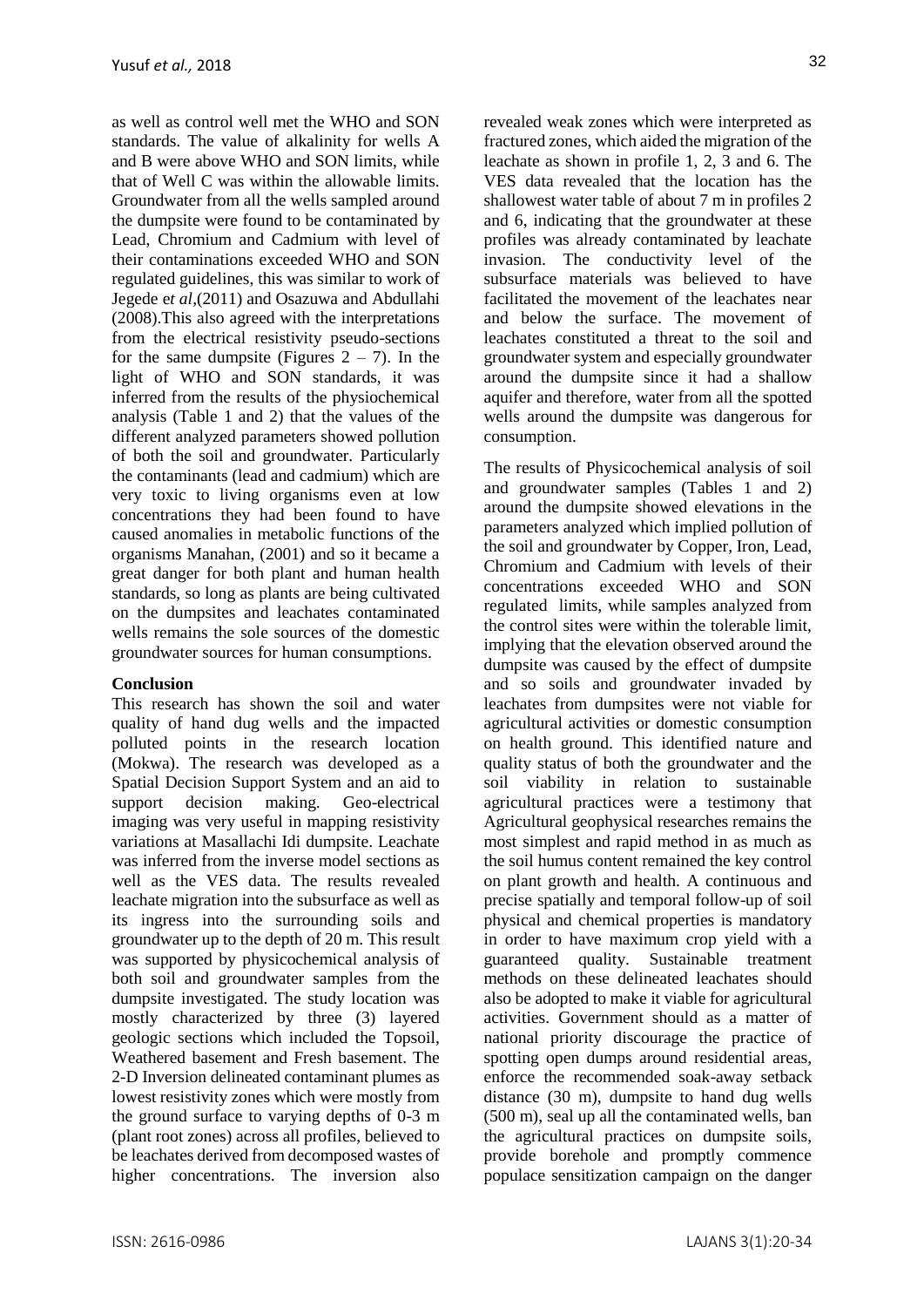as well as control well met the WHO and SON standards. The value of alkalinity for wells A and B were above WHO and SON limits, while that of Well C was within the allowable limits. Groundwater from all the wells sampled around the dumpsite were found to be contaminated by Lead, Chromium and Cadmium with level of their contaminations exceeded WHO and SON regulated guidelines, this was similar to work of Jegede e*t al*,(2011) and Osazuwa and Abdullahi (2008).This also agreed with the interpretations from the electrical resistivity pseudo-sections for the same dumpsite (Figures 2 – 7). In the light of WHO and SON standards, it was inferred from the results of the physiochemical analysis (Table 1 and 2) that the values of the different analyzed parameters showed pollution of both the soil and groundwater. Particularly the contaminants (lead and cadmium) which are very toxic to living organisms even at low concentrations they had been found to have caused anomalies in metabolic functions of the organisms Manahan, (2001) and so it became a great danger for both plant and human health standards, so long as plants are being cultivated on the dumpsites and leachates contaminated wells remains the sole sources of the domestic groundwater sources for human consumptions.

## Conclusion

This research has shown the soil and water quality of hand dug wells and the impacted polluted points in the research location (Mokwa). The research was developed as a Spatial Decision Support System and an aid to support decision making. Geo-electrical imaging was very useful in mapping resistivity variations at Masallachi Idi dumpsite. Leachate was inferred from the inverse model sections as well as the VES data. The results revealed leachate migration into the subsurface as well as its ingress into the surrounding soils and groundwater up to the depth of 20 m. This result was supported by physicochemical analysis of both soil and groundwater samples from the dumpsite investigated. The study location was mostly characterized by three (3) layered geologic sections which included the Topsoil, Weathered basement and Fresh basement. The 2-D Inversion delineated contaminant plumes as lowest resistivity zones which were mostly from the ground surface to varying depths of 0-3 m (plant root zones) across all profiles, believed to be leachates derived from decomposed wastes of higher concentrations. The inversion also revealed weak zones which were interpreted as fractured zones, which aided the migration of the leachate as shown in profile 1, 2, 3 and 6. The VES data revealed that the location has the shallowest water table of about 7 m in profiles 2 and 6, indicating that the groundwater at these profiles was already contaminated by leachate invasion. The conductivity level of the subsurface materials was believed to have facilitated the movement of the leachates near and below the surface. The movement of leachates constituted a threat to the soil and groundwater system and especially groundwater around the dumpsite since it had a shallow aquifer and therefore, water from all the spotted wells around the dumpsite was dangerous for consumption.

The results of Physicochemical analysis of soil and groundwater samples (Tables 1 and 2) around the dumpsite showed elevations in the parameters analyzed which implied pollution of the soil and groundwater by Copper, Iron, Lead, Chromium and Cadmium with levels of their concentrations exceeded WHO and SON regulated limits, while samples analyzed from the control sites were within the tolerable limit, implying that the elevation observed around the dumpsite was caused by the effect of dumpsite and so soils and groundwater invaded by leachates from dumpsites were not viable for agricultural activities or domestic consumption on health ground. This identified nature and quality status of both the groundwater and the soil viability in relation to sustainable agricultural practices were a testimony that Agricultural geophysical researches remains the most simplest and rapid method in as much as the soil humus content remained the key control on plant growth and health. A continuous and precise spatially and temporal follow-up of soil physical and chemical properties is mandatory in order to have maximum crop yield with a guaranteed quality. Sustainable treatment methods on these delineated leachates should also be adopted to make it viable for agricultural activities. Government should as a matter of national priority discourage the practice of spotting open dumps around residential areas, enforce the recommended soak-away setback distance (30 m), dumpsite to hand dug wells (500 m), seal up all the contaminated wells, ban the agricultural practices on dumpsite soils, provide borehole and promptly commence populace sensitization campaign on the danger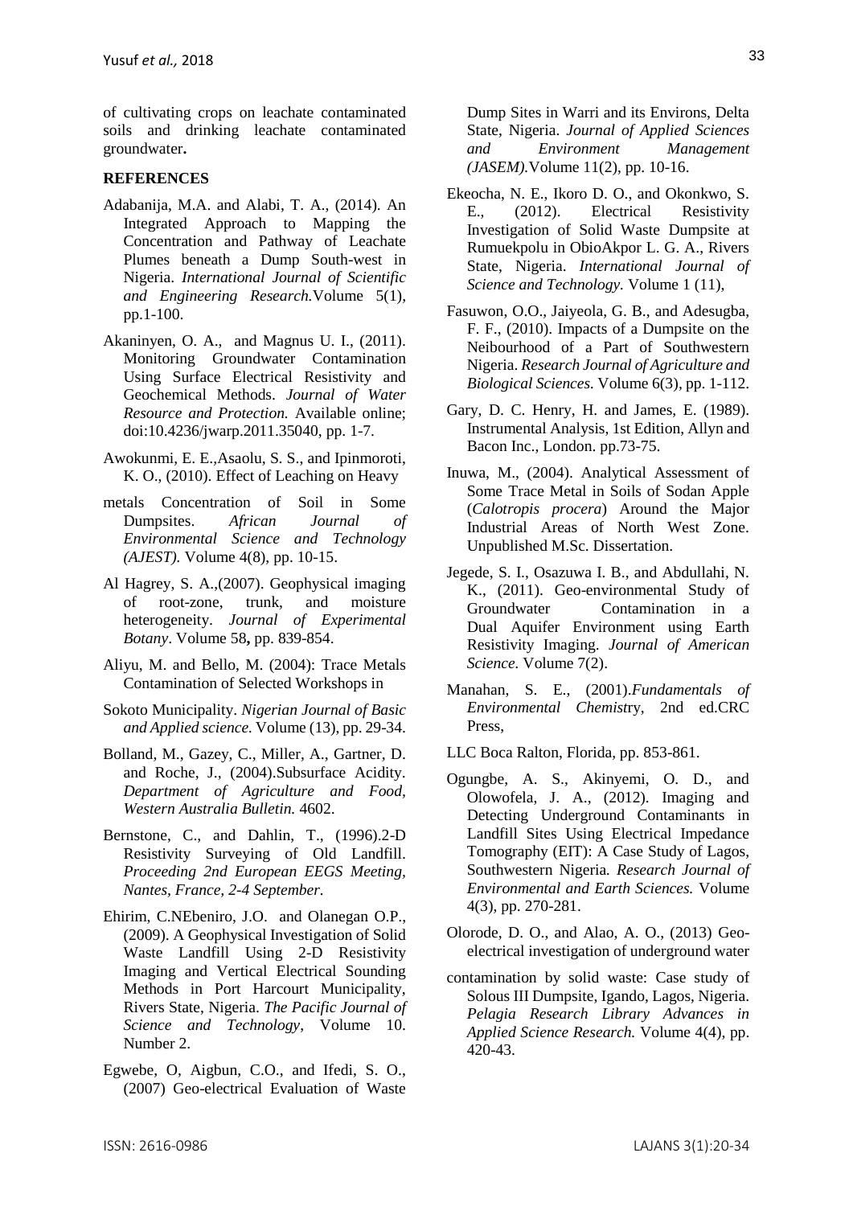of cultivating crops on leachate contaminated soils and drinking leachate contaminated groundwater**.**

## REFERENCES

Adabanija, M.A. and Alabi, T. A., (2014). An Integrated Approach to Mapping the Concentration and Pathway of Leachate Plumes beneath a Dump South-west in Nigeria. *International Journal of Scientific and Engineering Research.*Volume 5(1), pp.1-100.

Akaninyen, O. A., and Magnus U. I., (2011). Monitoring Groundwater Contamination Using Surface Electrical Resistivity and Geochemical Methods. *Journal of Water Resource and Protection.* Available online; doi:10.4236/jwarp.2011.35040, pp. 1-7.

Awokunmi, E. E.,Asaolu, S. S., and Ipinmoroti, K. O., (2010). Effect of Leaching on Heavy metals Concentration of Soil in Some Dumpsites. *African Journal of Environmental Science and Technology (AJEST).* Volume 4(8), pp. 10-15.

Al Hagrey, S. A.,(2007). Geophysical imaging of root-zone, trunk, and moisture heterogeneity. *Journal of Experimental Botany*. Volume 58**,** pp. 839-854.

Aliyu, M. and Bello, M. (2004): Trace Metals Contamination of Selected Workshops in Sokoto Municipality. *Nigerian Journal of Basic and Applied science.* Volume (13), pp. 29-34.

Bolland, M., Gazey, C., Miller, A., Gartner, D. and Roche, J., (2004).Subsurface Acidity. *Department of Agriculture and Food, Western Australia Bulletin.* 4602.

Bernstone, C., and Dahlin, T., (1996).2-D Resistivity Surveying of Old Landfill. *Proceeding 2nd European EEGS Meeting, Nantes, France, 2-4 September.*

Ehirim, C.NEbeniro, J.O. and Olanegan O.P., (2009). A Geophysical Investigation of Solid Waste Landfill Using 2-D Resistivity Imaging and Vertical Electrical Sounding Methods in Port Harcourt Municipality, Rivers State, Nigeria. *The Pacific Journal of Science and Technology*, Volume 10. Number 2.

Egwebe, O, Aigbun, C.O., and Ifedi, S. O., (2007) Geo-electrical Evaluation of Waste Dump Sites in Warri and its Environs, Delta State, Nigeria. *Journal of Applied Sciences and Environment Management (JASEM).*Volume 11(2), pp. 10-16.

Ekeocha, N. E., Ikoro D. O., and Okonkwo, S. E., (2012). Electrical Resistivity Investigation of Solid Waste Dumpsite at Rumuekpolu in ObioAkpor L. G. A., Rivers State, Nigeria. *International Journal of Science and Technology.* Volume 1 (11),

Fasuwon, O.O., Jaiyeola, G. B., and Adesugba, F. F., (2010). Impacts of a Dumpsite on the Neibourhood of a Part of Southwestern Nigeria. *Research Journal of Agriculture and Biological Sciences.* Volume 6(3), pp. 1-112.

Gary, D. C. Henry, H. and James, E. (1989). Instrumental Analysis, 1st Edition, Allyn and Bacon Inc., London. pp.73-75.

Inuwa, M., (2004). Analytical Assessment of Some Trace Metal in Soils of Sodan Apple (*Calotropis procera*) Around the Major Industrial Areas of North West Zone. Unpublished M.Sc. Dissertation.

Jegede, S. I., Osazuwa I. B., and Abdullahi, N. K., (2011). Geo-environmental Study of Groundwater Contamination in a Dual Aquifer Environment using Earth Resistivity Imaging. *Journal of American Science.* Volume 7(2).

Manahan, S. E., (2001).*Fundamentals of Environmental Chemist*ry, 2nd ed.CRC Press, LLC Boca Ralton, Florida, pp. 853-861.

Ogungbe, A. S., Akinyemi, O. D., and Olowofela, J. A., (2012). Imaging and Detecting Underground Contaminants in Landfill Sites Using Electrical Impedance Tomography (EIT): A Case Study of Lagos, Southwestern Nigeria*. Research Journal of Environmental and Earth Sciences.* Volume 4(3), pp. 270-281.

Olorode, D. O., and Alao, A. O., (2013) Geo-electrical investigation of underground water contamination by solid waste: Case study of Solous III Dumpsite, Igando, Lagos, Nigeria. *Pelagia Research Library Advances in Applied Science Research.* Volume 4(4), pp. 420-43.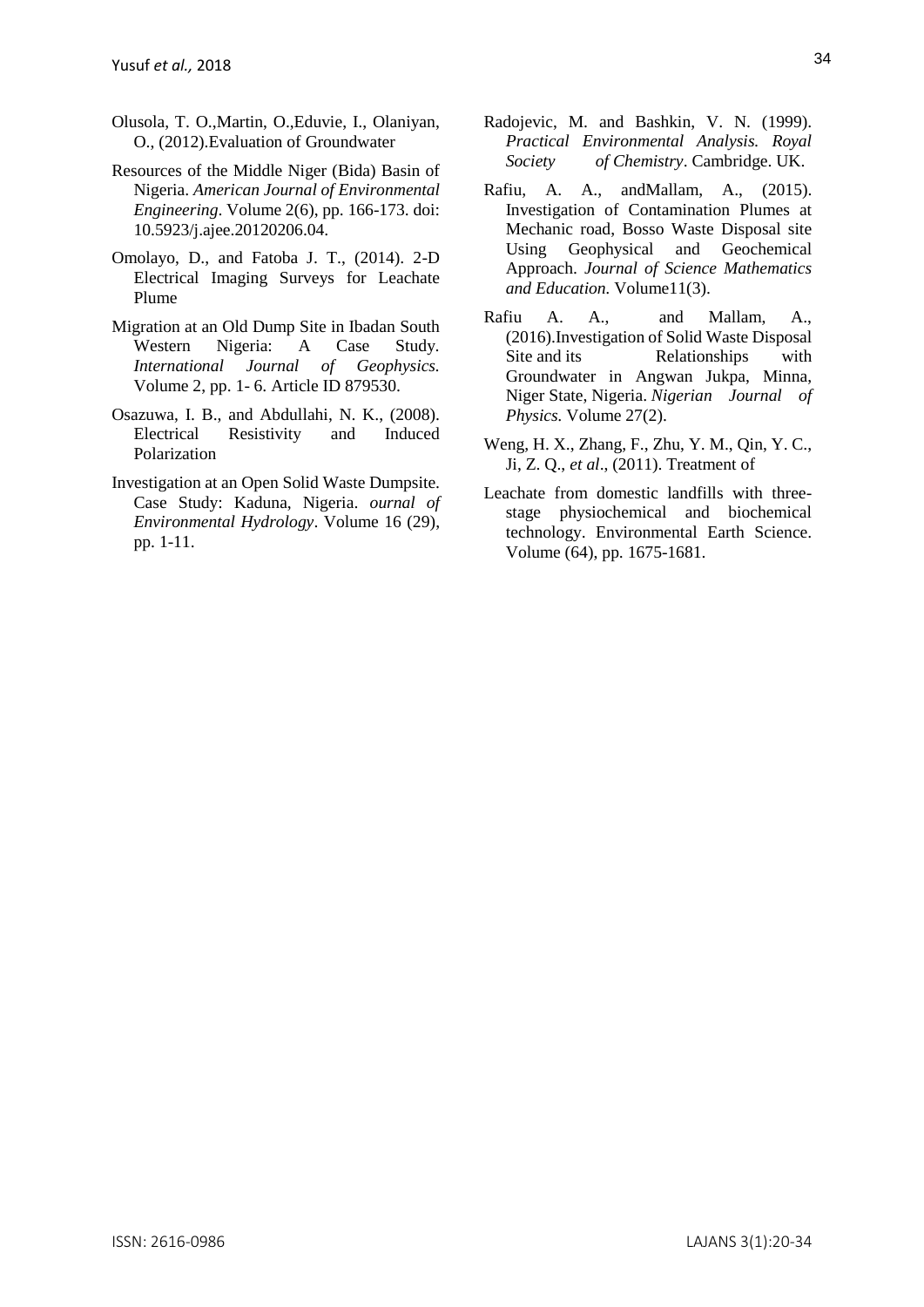Olusola, T. O.,Martin, O.,Eduvie, I., Olaniyan, O., (2012).Evaluation of Groundwater

Resources of the Middle Niger (Bida) Basin of Nigeria. *American Journal of Environmental Engineering*. Volume 2(6), pp. 166-173. doi: 10.5923/j.ajee.20120206.04.

Omolayo, D., and Fatoba J. T., (2014). 2-D Electrical Imaging Surveys for Leachate Plume

Migration at an Old Dump Site in Ibadan South Western Nigeria: A Case Study. *International Journal of Geophysics*. Volume 2, pp. 1- 6. Article ID 879530.

Osazuwa, I. B., and Abdullahi, N. K., (2008). Electrical Resistivity and Induced Polarization

Investigation at an Open Solid Waste Dumpsite. Case Study: Kaduna, Nigeria. *ournal of Environmental Hydrology*. Volume 16 (29), pp. 1-11.

Radojevic, M. and Bashkin, V. N. (1999). *Practical Environmental Analysis. Royal Society of Chemistry*. Cambridge. UK.

Rafiu, A. A., andMallam, A., (2015). Investigation of Contamination Plumes at Mechanic road, Bosso Waste Disposal site Using Geophysical and Geochemical Approach. *Journal of Science Mathematics and Education.* Volume11(3).

Rafiu A. A., and Mallam, A., (2016).Investigation of Solid Waste Disposal Site and its Relationships with Groundwater in Angwan Jukpa, Minna, Niger State, Nigeria. *Nigerian Journal of Physics.* Volume 27(2).

Weng, H. X., Zhang, F., Zhu, Y. M., Qin, Y. C., Ji, Z. Q., *et al*., (2011). Treatment of

Leachate from domestic landfills with three-stage physiochemical and biochemical technology. Environmental Earth Science. Volume (64), pp. 1675-1681.